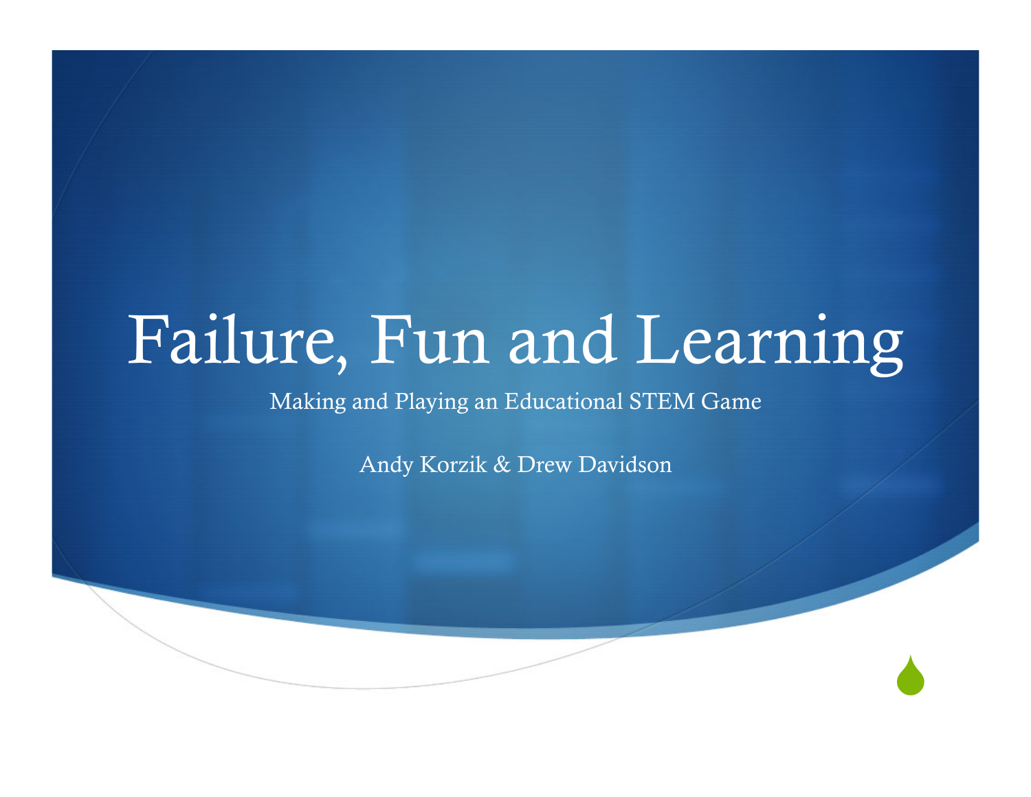# Failure, Fun and Learning

Making and Playing an Educational STEM Game

Andy Korzik & Drew Davidson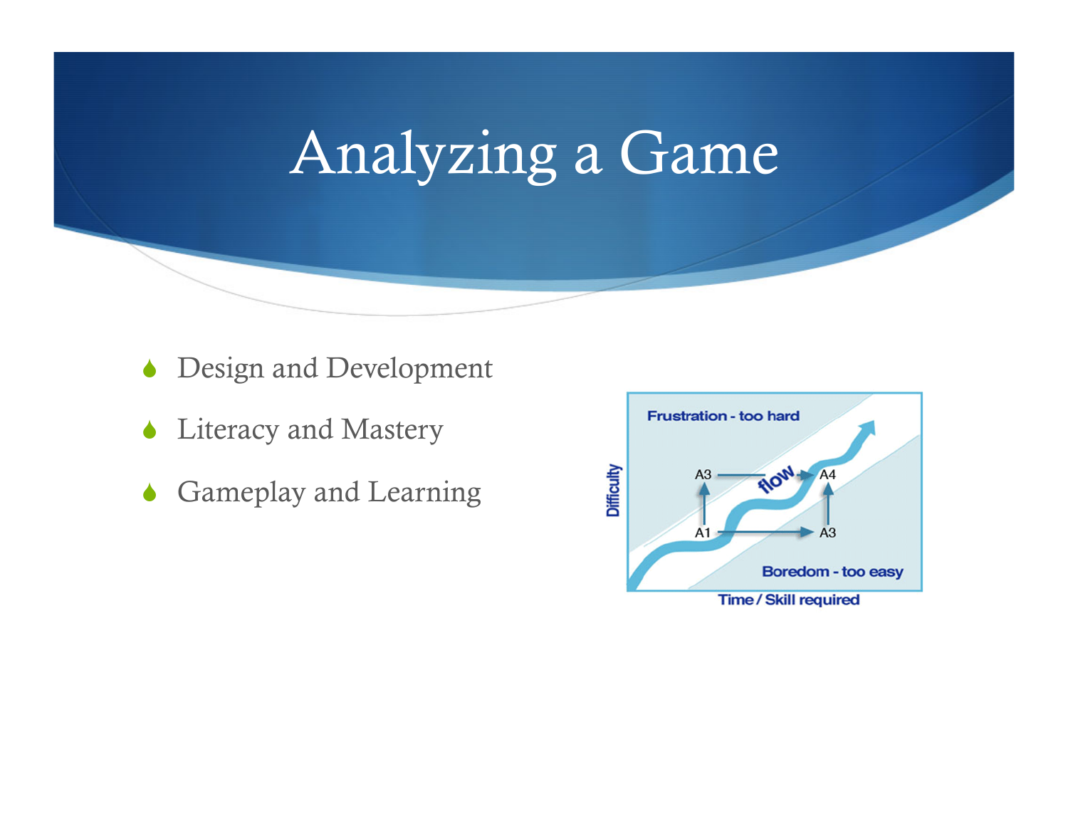# Analyzing a Game

- Design and Development
- Literacy and Mastery
- Gameplay and Learning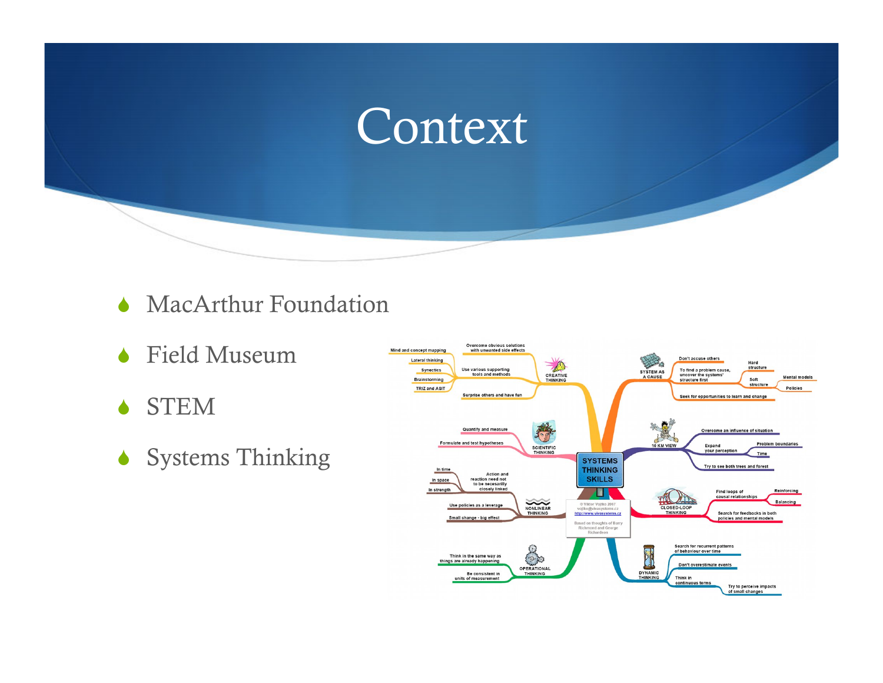# Context

- MacArthur Foundation
- Field Museum
- STEM
- Systems Thinking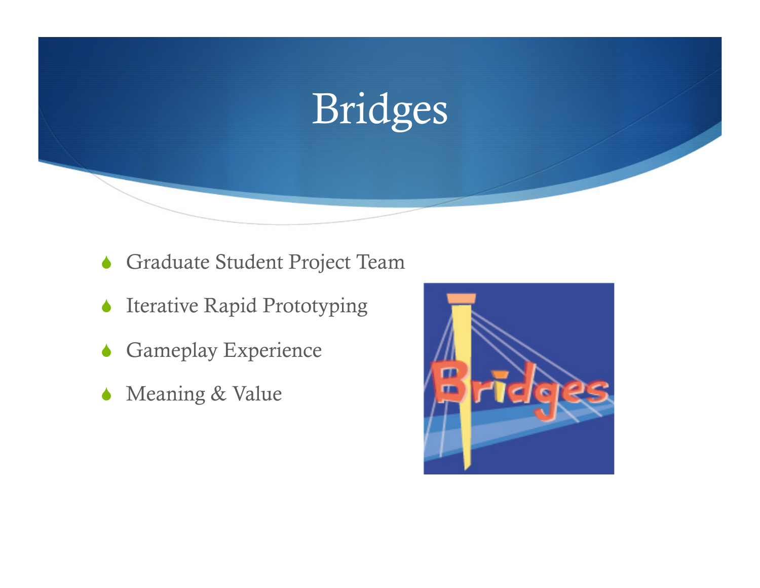# Bridges

- Graduate Student Project Team
- Iterative Rapid Prototyping
- Gameplay Experience
- Meaning & Value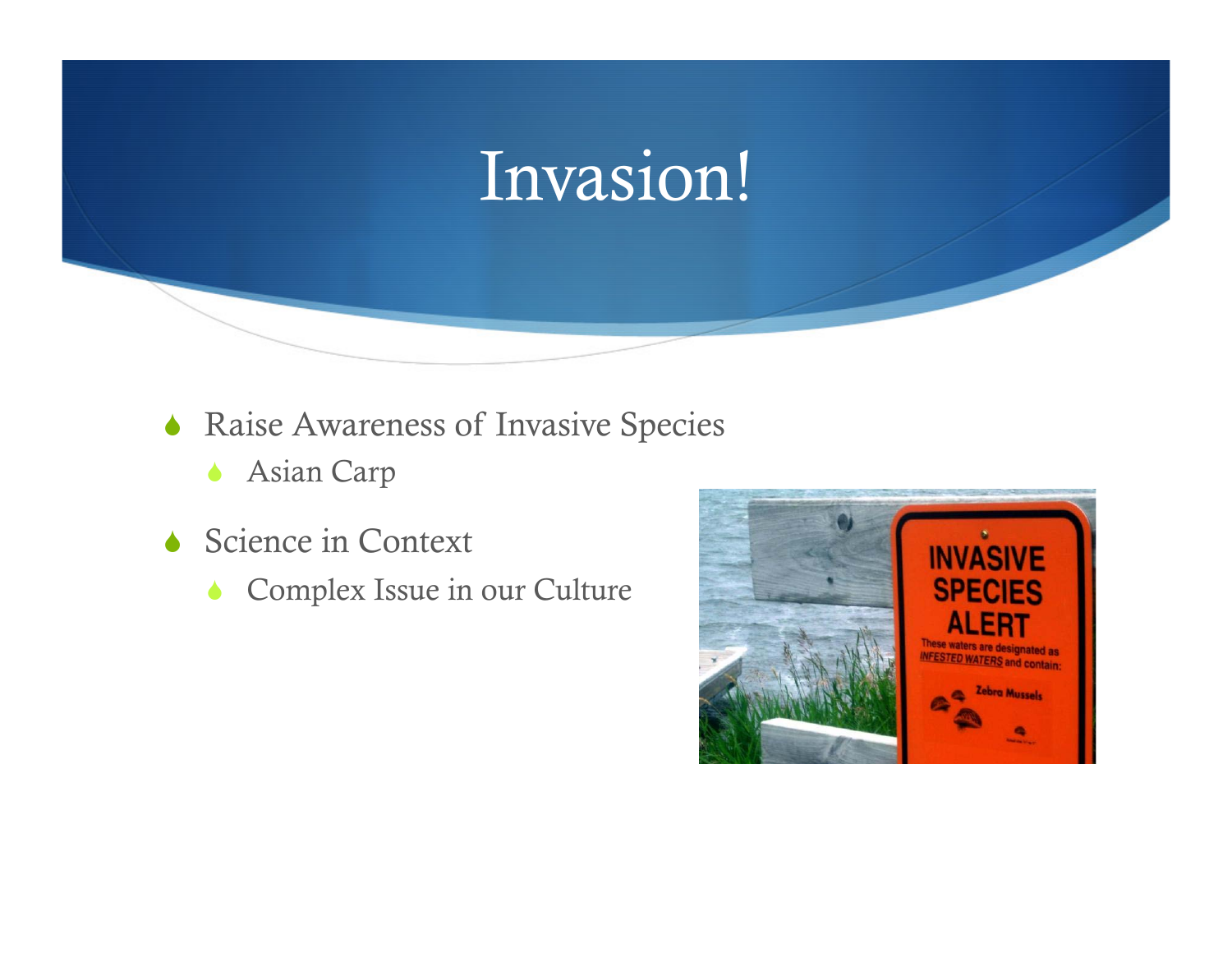# Invasion!

- Raise Awareness of Invasive Species
  - Asian Carp
- Science in Context
  - Complex Issue in our Culture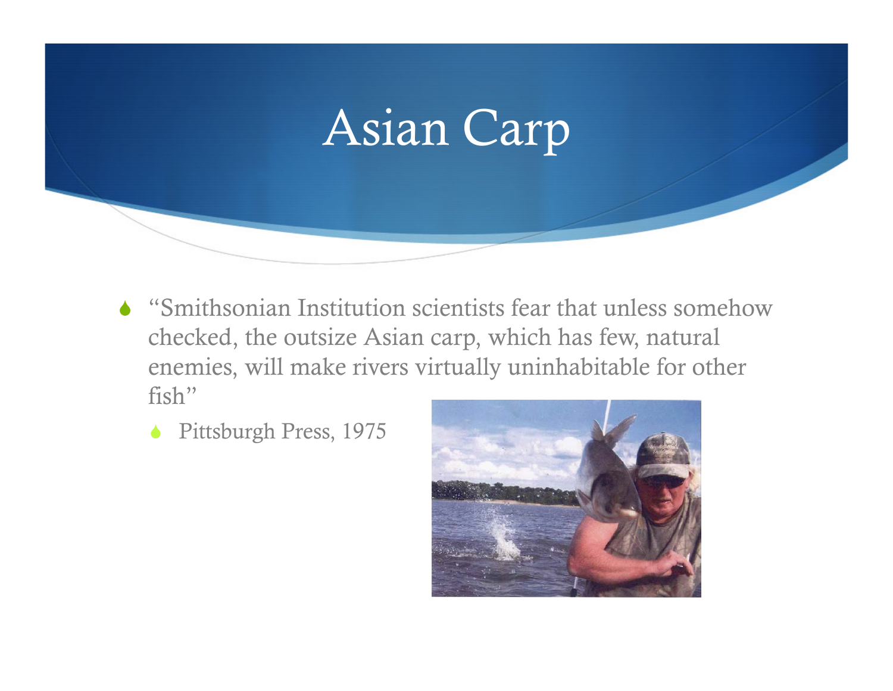# Asian Carp

- "Smithsonian Institution scientists fear that unless somehow checked, the outsize Asian carp, which has few, natural enemies, will make rivers virtually uninhabitable for other fish"
  - Pittsburgh Press, 1975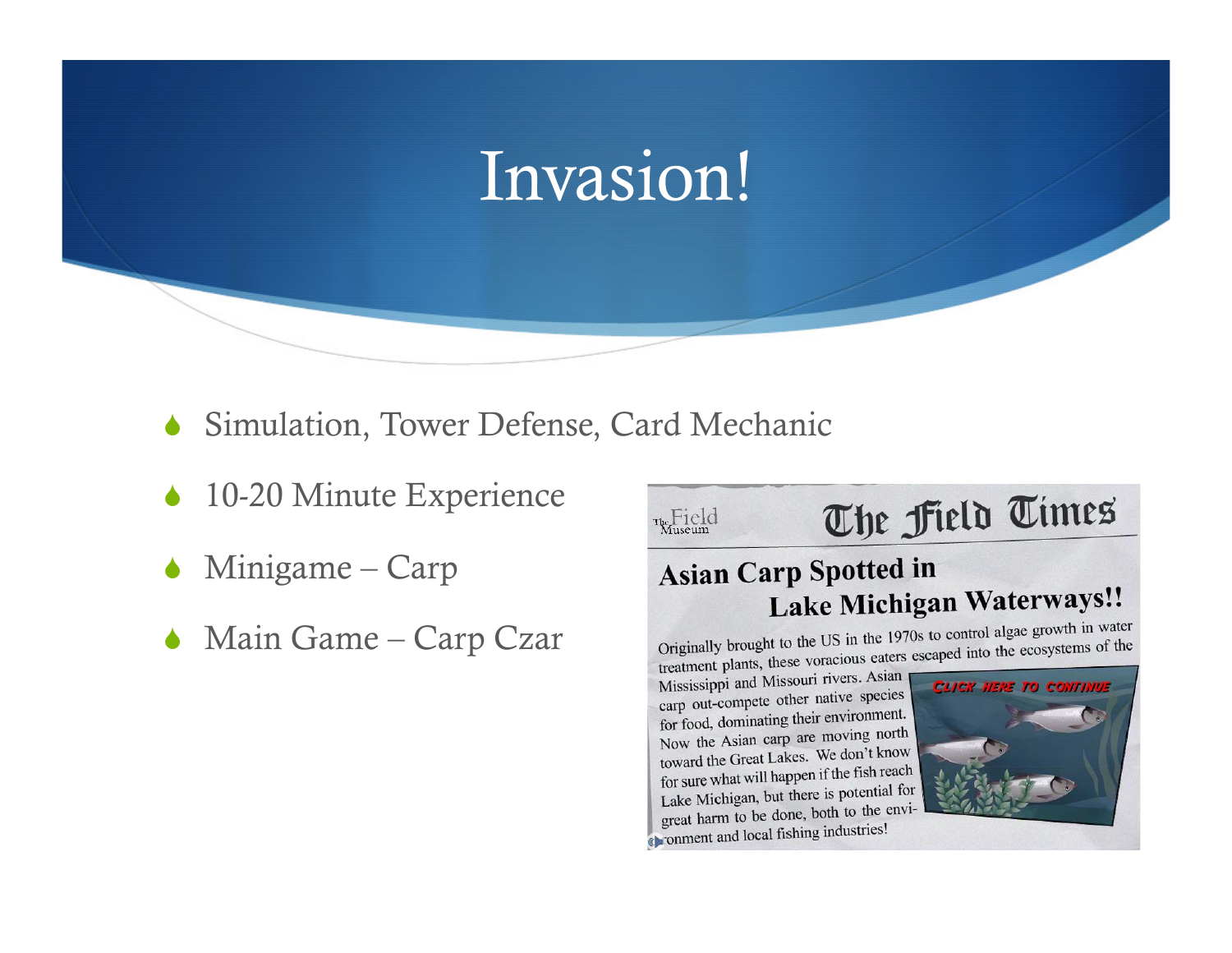# Invasion!

- Simulation, Tower Defense, Card Mechanic
- 10-20 Minute Experience
- Minigame – Carp
- Main Game – Carp Czar

The Field Museum

The Field Times

**Asian Carp Spotted in Lake Michigan Waterways!!**

Originally brought to the US in the 1970s to control algae growth in water treatment plants, these voracious eaters escaped into the ecosystems of the Mississippi and Missouri rivers. Asian carp out-compete other native species for food, dominating their environment. Now the Asian carp are moving north toward the Great Lakes. We don't know for sure what will happen if the fish reach Lake Michigan, but there is potential for great harm to be done, both to the environment and local fishing industries!

CLICK HERE TO CONTINUE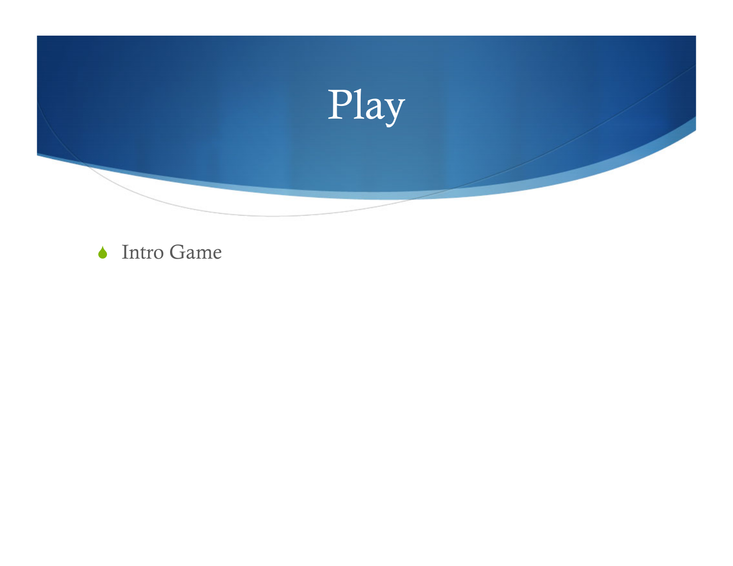# Play

- Intro Game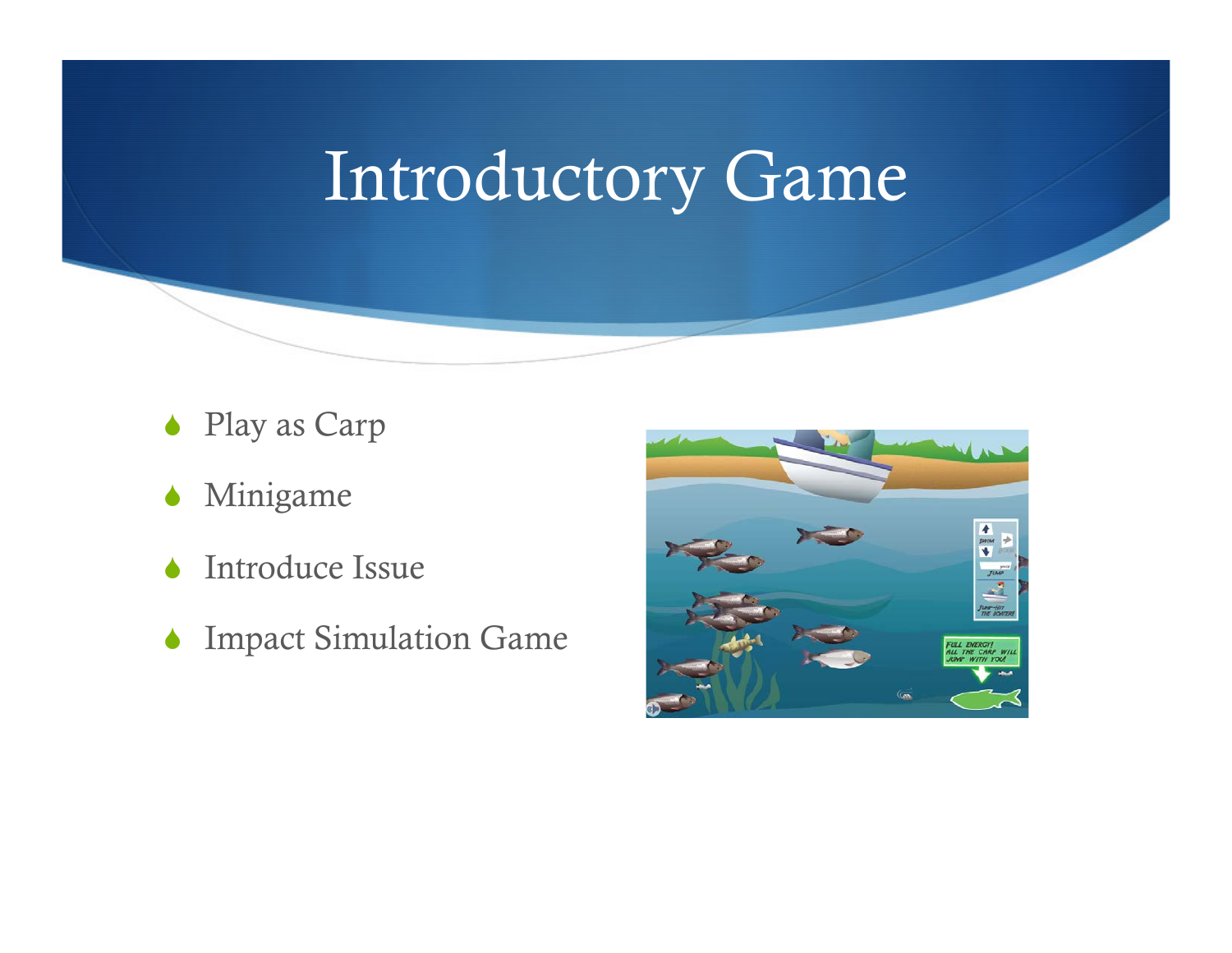# Introductory Game

- Play as Carp
- Minigame
- Introduce Issue
- Impact Simulation Game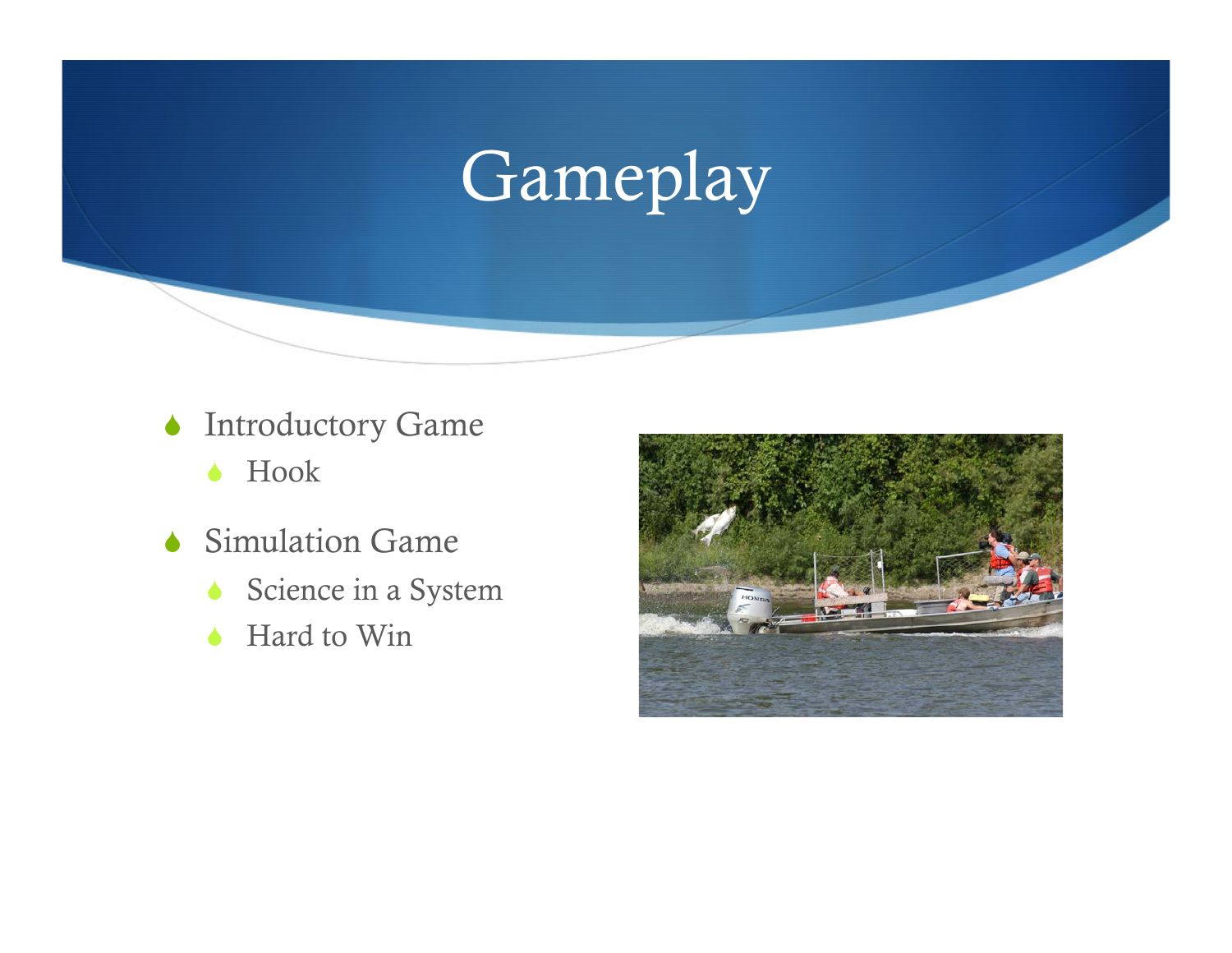# Gameplay

- Introductory Game
  - Hook
- Simulation Game
  - Science in a System
  - Hard to Win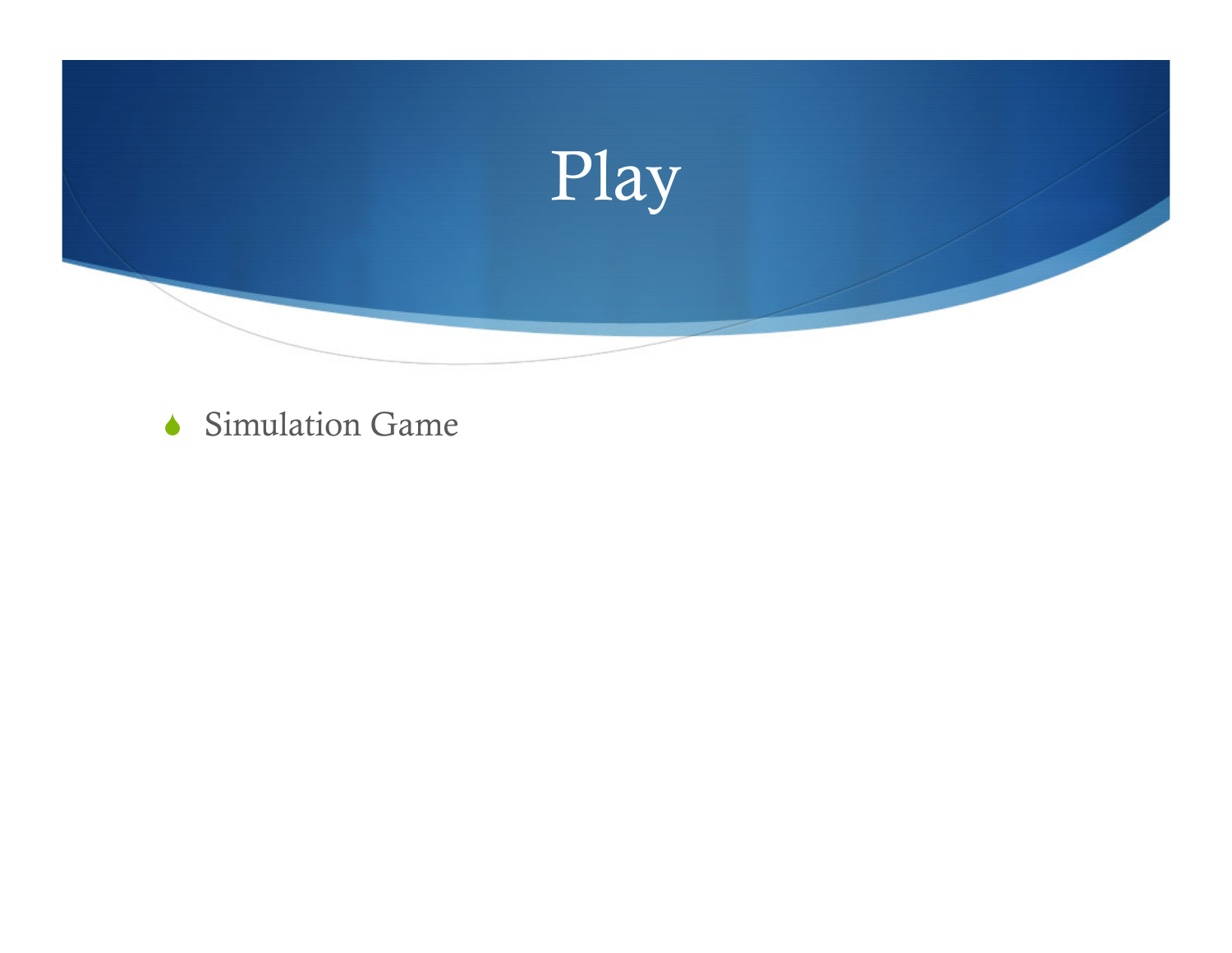# Play

- Simulation Game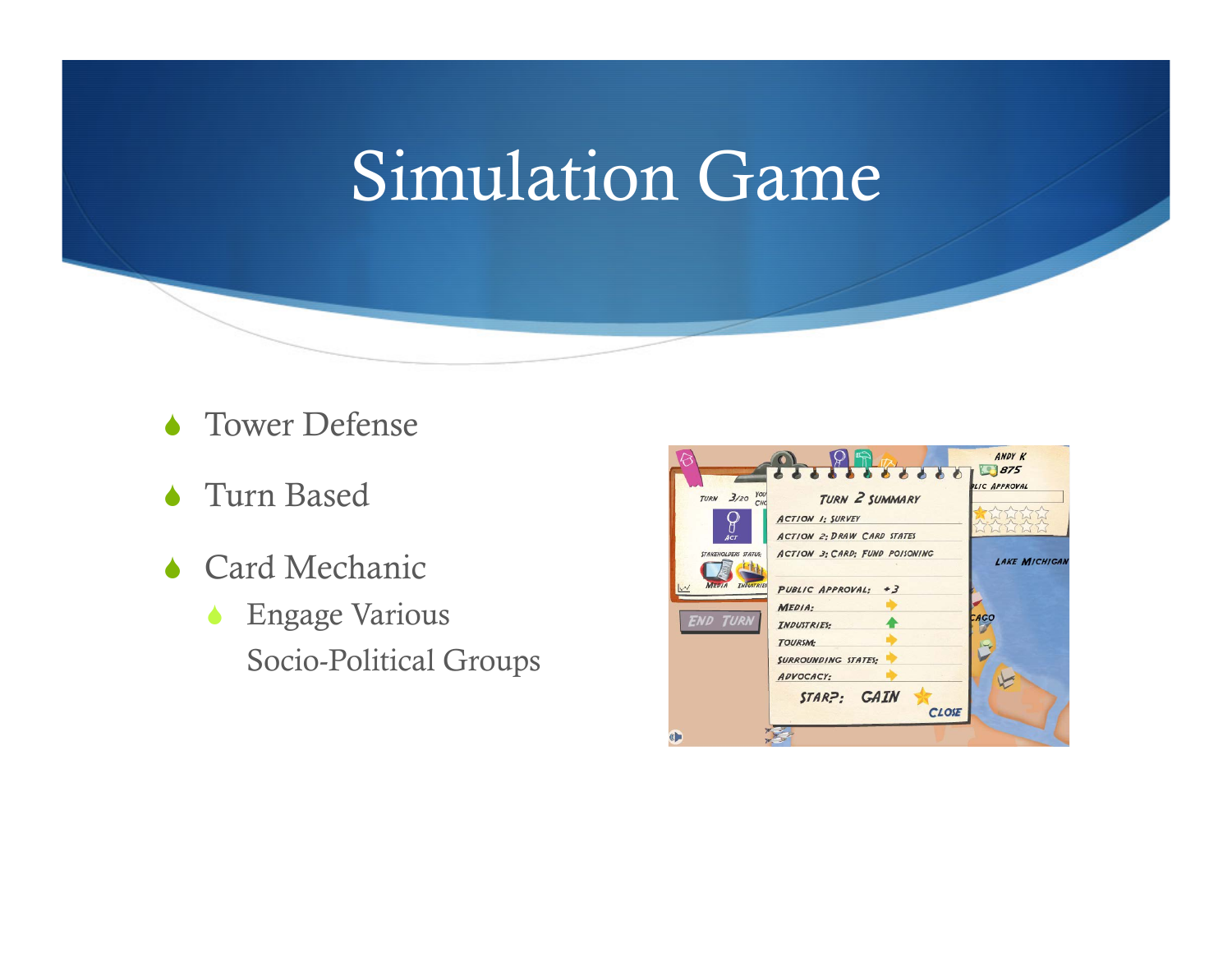# Simulation Game

- Tower Defense
- Turn Based
- Card Mechanic
  - Engage Various Socio-Political Groups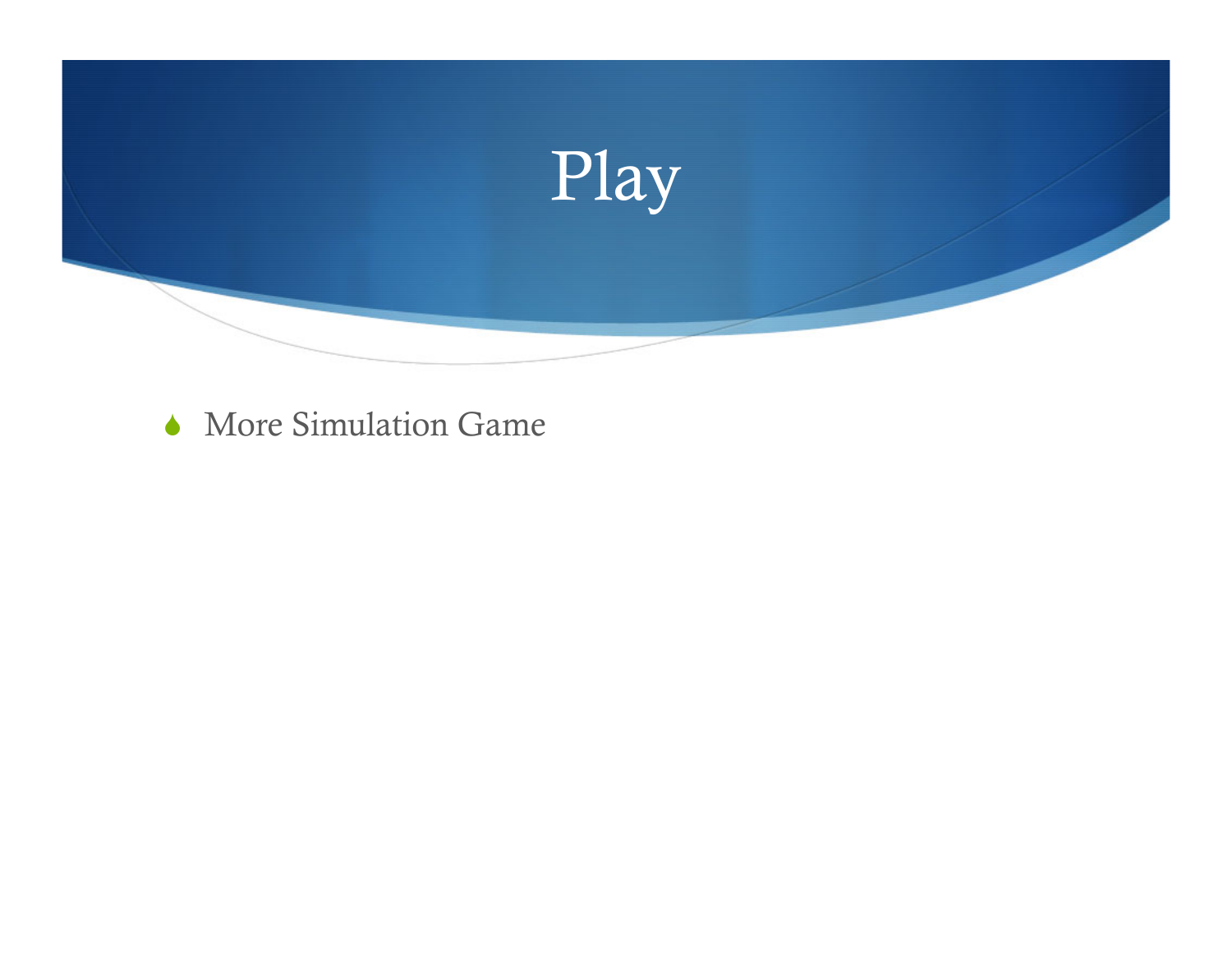# Play

- More Simulation Game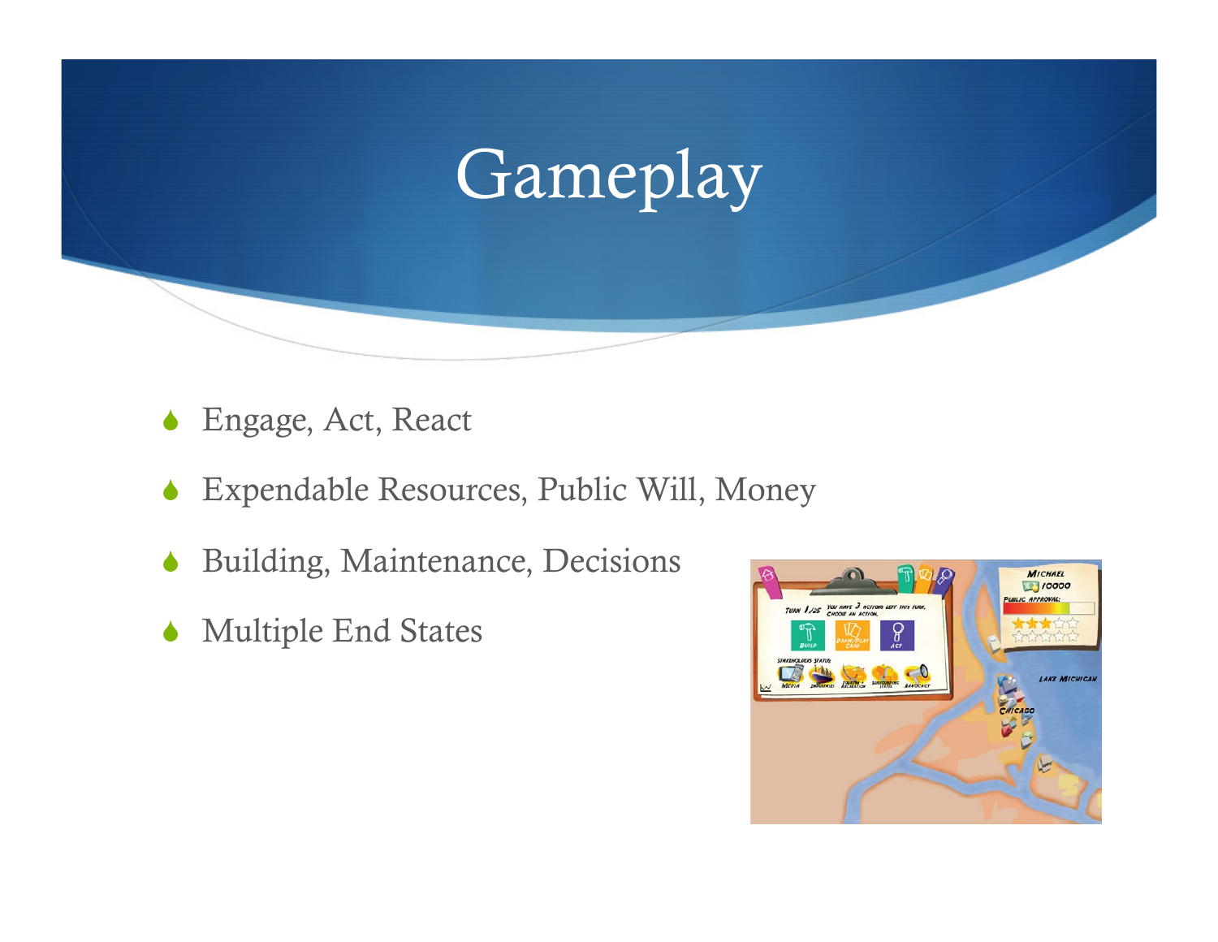# Gameplay

- Engage, Act, React
- Expendable Resources, Public Will, Money
- Building, Maintenance, Decisions
- Multiple End States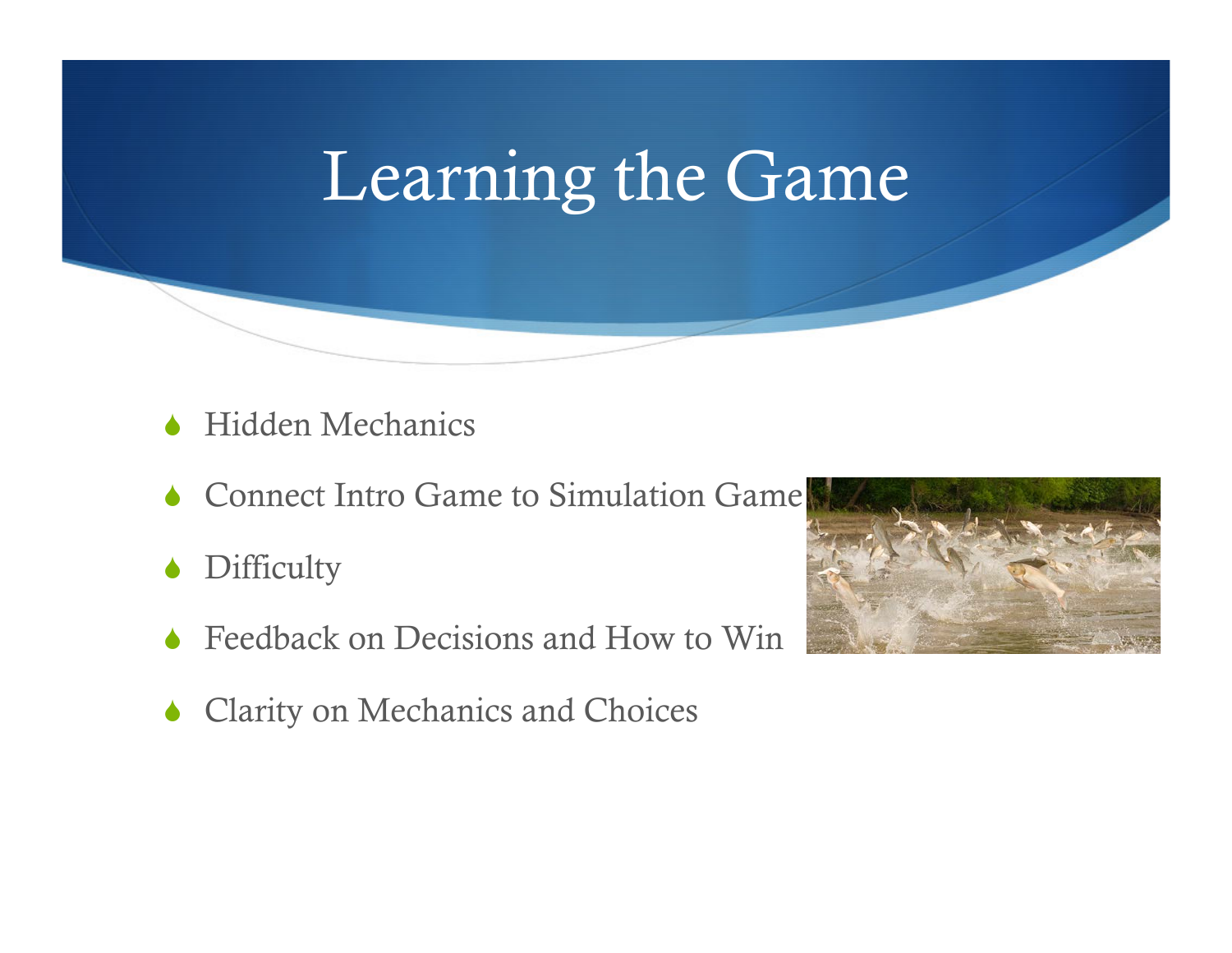# Learning the Game

- Hidden Mechanics
- Connect Intro Game to Simulation Game
- Difficulty
- Feedback on Decisions and How to Win
- Clarity on Mechanics and Choices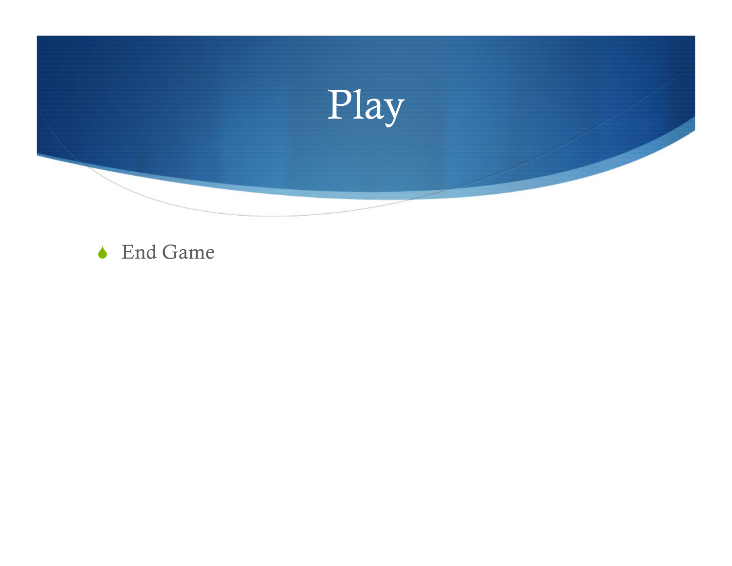# Play

- End Game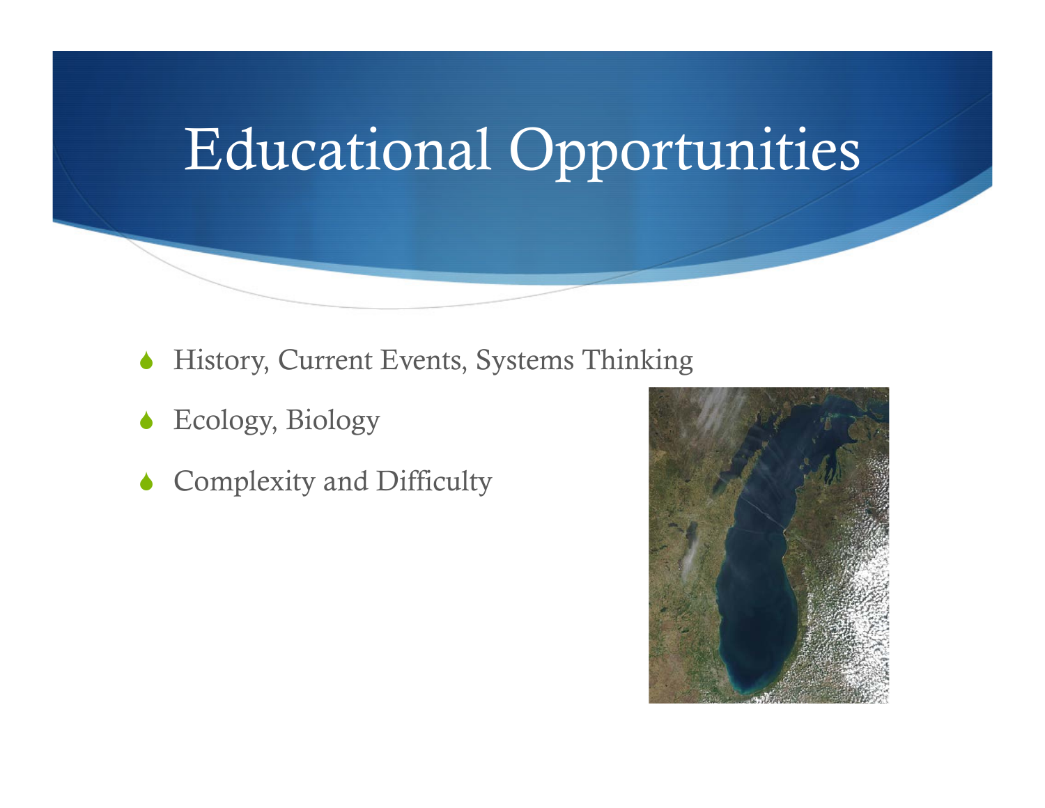# Educational Opportunities

- History, Current Events, Systems Thinking
- Ecology, Biology
- Complexity and Difficulty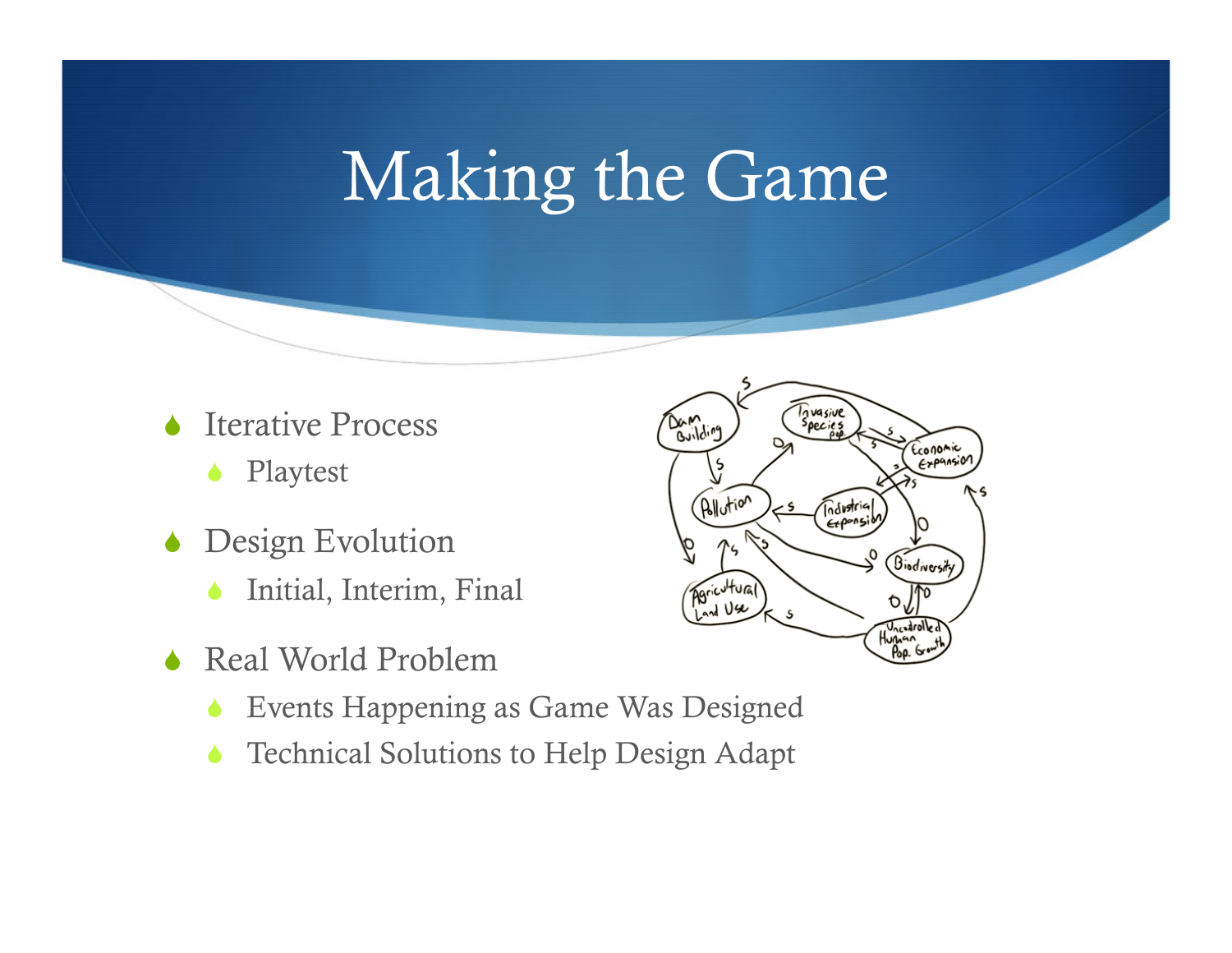# Making the Game

- Iterative Process
  - Playtest
- Design Evolution
  - Initial, Interim, Final
- Real World Problem
  - Events Happening as Game Was Designed
  - Technical Solutions to Help Design Adapt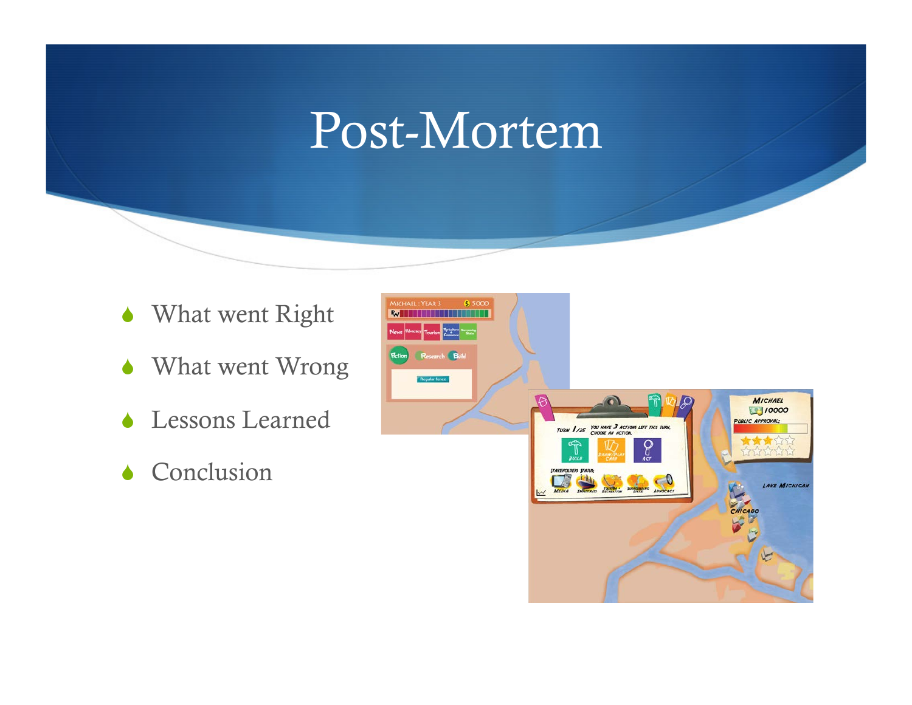# Post-Mortem

- What went Right
- What went Wrong
- Lessons Learned
- Conclusion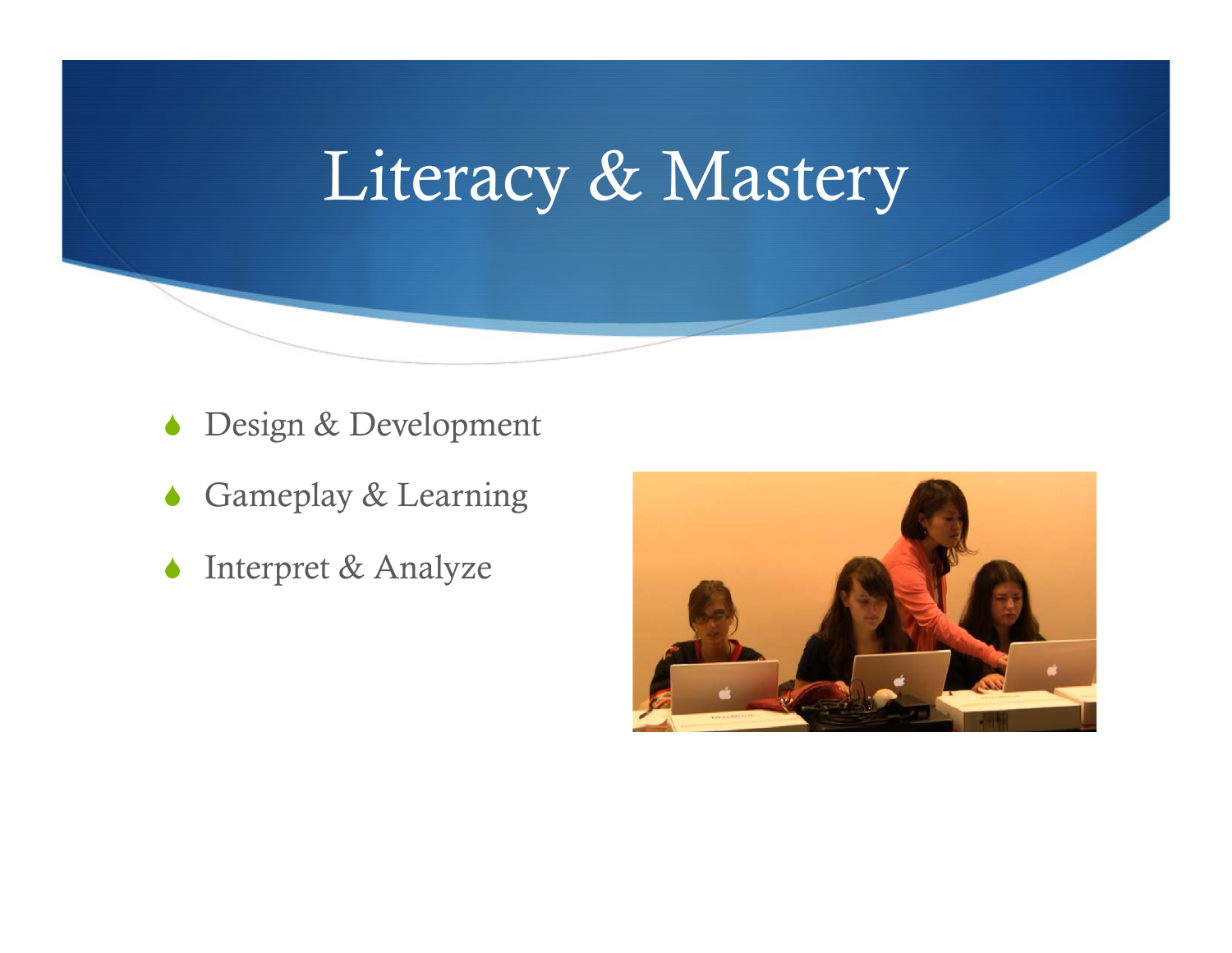# Literacy & Mastery

- Design & Development
- Gameplay & Learning
- Interpret & Analyze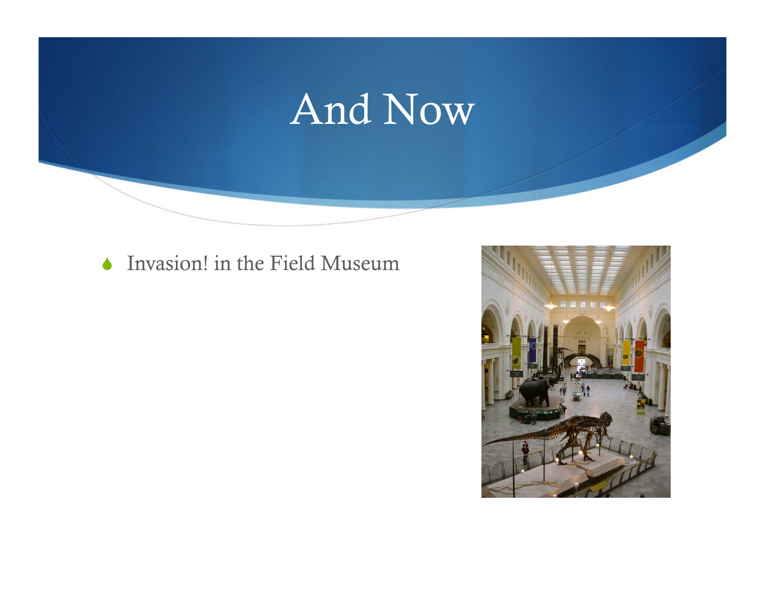# And Now

- Invasion! in the Field Museum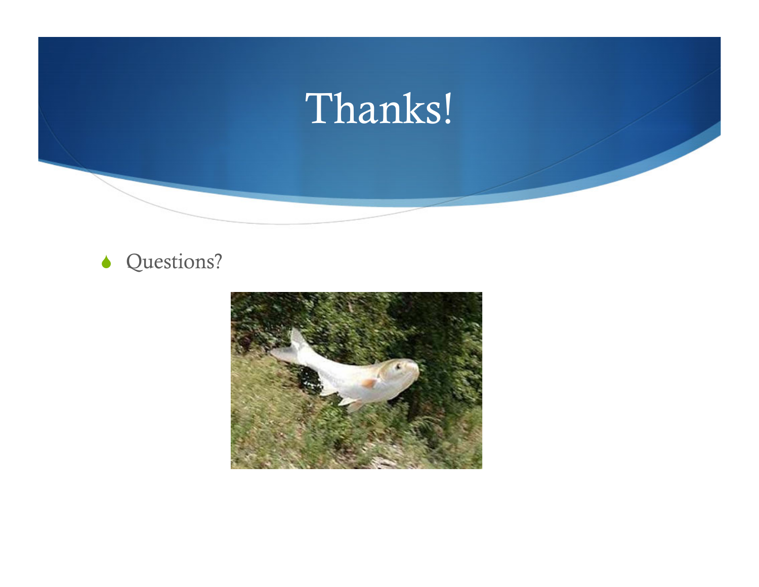# Thanks!

- Questions?